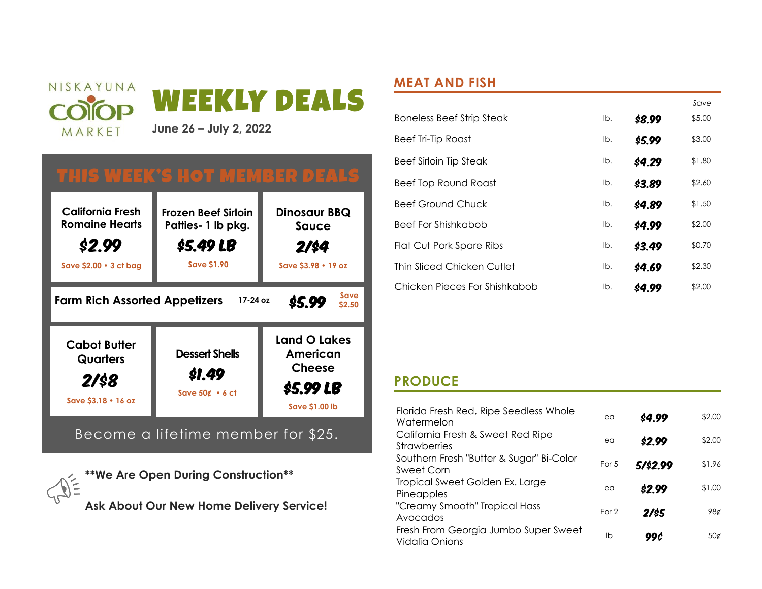NISKAYUNA CO-OP MARKET

# WEEKLY DEALS

**June 26 – July 2, 2022**

## THIS WEEK'S HOT MEMBER DEALS

**California Fresh Romaine Hearts**
**$2.99**
Save $2.00 • 3 ct bag

**Frozen Beef Sirloin Patties- 1 lb pkg.**
**$5.49 LB**
Save $1.90

**Dinosaur BBQ Sauce**
**2/$4**
Save $3.98 • 19 oz

**Farm Rich Assorted Appetizers** 17-24 oz **$5.99** Save $2.50

**Cabot Butter Quarters**
**2/$8**
Save $3.18 • 16 oz

**Dessert Shells**
**$1.49**
Save 50¢ • 6 ct

**Land O Lakes American Cheese**
**$5.99 LB**
Save $1.00 lb

Become a lifetime member for $25.

**\*\*We Are Open During Construction\*\***

**Ask About Our New Home Delivery Service!**

## MEAT AND FISH

| Item | Unit | Price | *Save* |
|---|---|---|---|
| Boneless Beef Strip Steak | lb. | **$8.99** | $5.00 |
| Beef Tri-Tip Roast | lb. | **$5.99** | $3.00 |
| Beef Sirloin Tip Steak | lb. | **$4.29** | $1.80 |
| Beef Top Round Roast | lb. | **$3.89** | $2.60 |
| Beef Ground Chuck | lb. | **$4.89** | $1.50 |
| Beef For Shishkabob | lb. | **$4.99** | $2.00 |
| Flat Cut Pork Spare Ribs | lb. | **$3.49** | $0.70 |
| Thin Sliced Chicken Cutlet | lb. | **$4.69** | $2.30 |
| Chicken Pieces For Shishkabob | lb. | **$4.99** | $2.00 |

## PRODUCE

| Item | Unit | Price | Save |
|---|---|---|---|
| Florida Fresh Red, Ripe Seedless Whole Watermelon | ea | **$4.99** | $2.00 |
| California Fresh & Sweet Red Ripe Strawberries | ea | **$2.99** | $2.00 |
| Southern Fresh "Butter & Sugar" Bi-Color Sweet Corn | For 5 | **5/$2.99** | $1.96 |
| Tropical Sweet Golden Ex. Large Pineapples | ea | **$2.99** | $1.00 |
| "Creamy Smooth" Tropical Hass Avocados | For 2 | **2/$5** | 98¢ |
| Fresh From Georgia Jumbo Super Sweet Vidalia Onions | lb | **99¢** | 50¢ |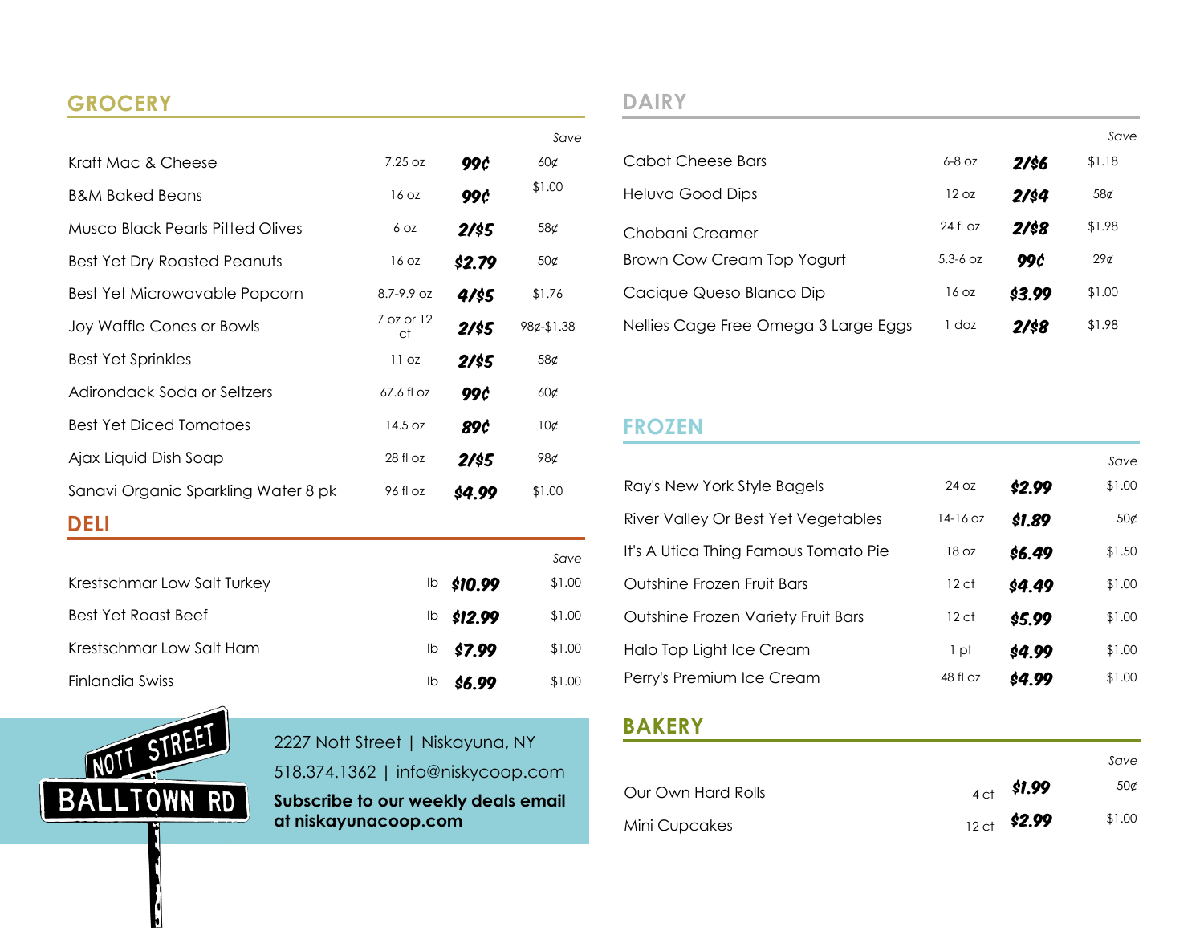## GROCERY

| | | | Save |
|---|---|---|---|
| Kraft Mac & Cheese | 7.25 oz | 99¢ | 60¢ |
| B&M Baked Beans | 16 oz | 99¢ | $1.00 |
| Musco Black Pearls Pitted Olives | 6 oz | 2/$5 | 58¢ |
| Best Yet Dry Roasted Peanuts | 16 oz | $2.79 | 50¢ |
| Best Yet Microwavable Popcorn | 8.7-9.9 oz | 4/$5 | $1.76 |
| Joy Waffle Cones or Bowls | 7 oz or 12 ct | 2/$5 | 98¢-$1.38 |
| Best Yet Sprinkles | 11 oz | 2/$5 | 58¢ |
| Adirondack Soda or Seltzers | 67.6 fl oz | 99¢ | 60¢ |
| Best Yet Diced Tomatoes | 14.5 oz | 89¢ | 10¢ |
| Ajax Liquid Dish Soap | 28 fl oz | 2/$5 | 98¢ |
| Sanavi Organic Sparkling Water 8 pk | 96 fl oz | $4.99 | $1.00 |

## DELI

| | | | Save |
|---|---|---|---|
| Krestschmar Low Salt Turkey | lb | $10.99 | $1.00 |
| Best Yet Roast Beef | lb | $12.99 | $1.00 |
| Krestschmar Low Salt Ham | lb | $7.99 | $1.00 |
| Finlandia Swiss | lb | $6.99 | $1.00 |

NOTT STREET
BALLTOWN RD

2227 Nott Street | Niskayuna, NY
518.374.1362 | info@niskycoop.com
**Subscribe to our weekly deals email at niskayunacoop.com**

## DAIRY

| | | | Save |
|---|---|---|---|
| Cabot Cheese Bars | 6-8 oz | 2/$6 | $1.18 |
| Heluva Good Dips | 12 oz | 2/$4 | 58¢ |
| Chobani Creamer | 24 fl oz | 2/$8 | $1.98 |
| Brown Cow Cream Top Yogurt | 5.3-6 oz | 99¢ | 29¢ |
| Cacique Queso Blanco Dip | 16 oz | $3.99 | $1.00 |
| Nellies Cage Free Omega 3 Large Eggs | 1 doz | 2/$8 | $1.98 |

## FROZEN

| | | | Save |
|---|---|---|---|
| Ray's New York Style Bagels | 24 oz | $2.99 | $1.00 |
| River Valley Or Best Yet Vegetables | 14-16 oz | $1.89 | 50¢ |
| It's A Utica Thing Famous Tomato Pie | 18 oz | $6.49 | $1.50 |
| Outshine Frozen Fruit Bars | 12 ct | $4.49 | $1.00 |
| Outshine Frozen Variety Fruit Bars | 12 ct | $5.99 | $1.00 |
| Halo Top Light Ice Cream | 1 pt | $4.99 | $1.00 |
| Perry's Premium Ice Cream | 48 fl oz | $4.99 | $1.00 |

## BAKERY

| | | | Save |
|---|---|---|---|
| Our Own Hard Rolls | 4 ct | $1.99 | 50¢ |
| Mini Cupcakes | 12 ct | $2.99 | $1.00 |